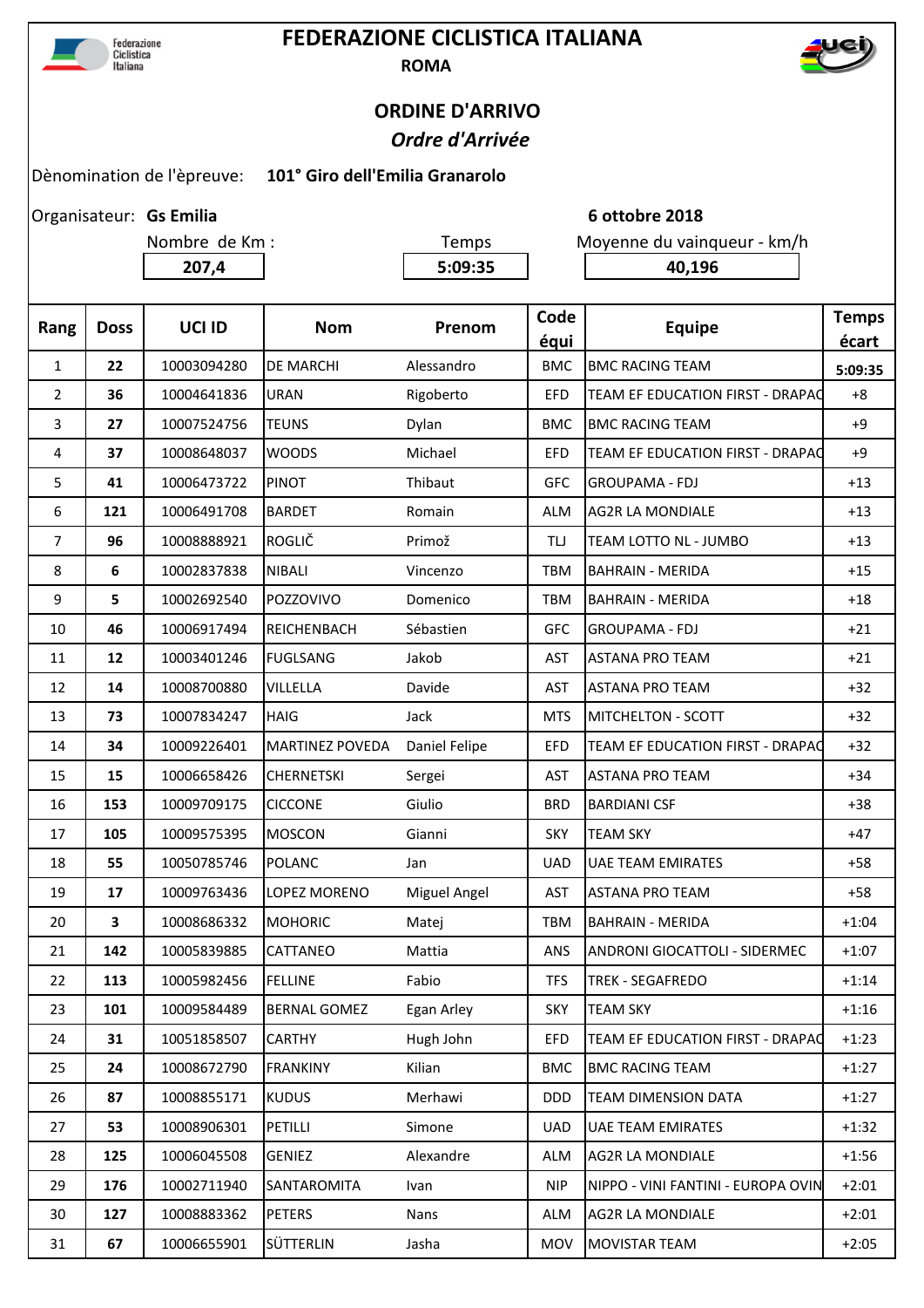Federazione Ciclistica Italiana

# FEDERAZIONE CICLISTICA ITALIANA

**ROMA**

## ORDINE D'ARRIVO

***Ordre d'Arrivée***

Dènomination de l'èpreuve: **101° Giro dell'Emilia Granarolo**

Organisateur: **Gs Emilia**

**6 ottobre 2018**

| Nombre de Km : | Temps | Moyenne du vainqueur - km/h |
|---|---|---|
| **207,4** | **5:09:35** | **40,196** |

| Rang | Doss | UCI ID | Nom | Prenom | Code équi | Equipe | Temps écart |
|---|---|---|---|---|---|---|---|
| 1 | **22** | 10003094280 | DE MARCHI | Alessandro | BMC | BMC RACING TEAM | **5:09:35** |
| 2 | **36** | 10004641836 | URAN | Rigoberto | EFD | TEAM EF EDUCATION FIRST - DRAPAC | +8 |
| 3 | **27** | 10007524756 | TEUNS | Dylan | BMC | BMC RACING TEAM | +9 |
| 4 | **37** | 10008648037 | WOODS | Michael | EFD | TEAM EF EDUCATION FIRST - DRAPAC | +9 |
| 5 | **41** | 10006473722 | PINOT | Thibaut | GFC | GROUPAMA - FDJ | +13 |
| 6 | **121** | 10006491708 | BARDET | Romain | ALM | AG2R LA MONDIALE | +13 |
| 7 | **96** | 10008888921 | ROGLIČ | Primož | TLJ | TEAM LOTTO NL - JUMBO | +13 |
| 8 | **6** | 10002837838 | NIBALI | Vincenzo | TBM | BAHRAIN - MERIDA | +15 |
| 9 | **5** | 10002692540 | POZZOVIVO | Domenico | TBM | BAHRAIN - MERIDA | +18 |
| 10 | **46** | 10006917494 | REICHENBACH | Sébastien | GFC | GROUPAMA - FDJ | +21 |
| 11 | **12** | 10003401246 | FUGLSANG | Jakob | AST | ASTANA PRO TEAM | +21 |
| 12 | **14** | 10008700880 | VILLELLA | Davide | AST | ASTANA PRO TEAM | +32 |
| 13 | **73** | 10007834247 | HAIG | Jack | MTS | MITCHELTON - SCOTT | +32 |
| 14 | **34** | 10009226401 | MARTINEZ POVEDA | Daniel Felipe | EFD | TEAM EF EDUCATION FIRST - DRAPAC | +32 |
| 15 | **15** | 10006658426 | CHERNETSKI | Sergei | AST | ASTANA PRO TEAM | +34 |
| 16 | **153** | 10009709175 | CICCONE | Giulio | BRD | BARDIANI CSF | +38 |
| 17 | **105** | 10009575395 | MOSCON | Gianni | SKY | TEAM SKY | +47 |
| 18 | **55** | 10050785746 | POLANC | Jan | UAD | UAE TEAM EMIRATES | +58 |
| 19 | **17** | 10009763436 | LOPEZ MORENO | Miguel Angel | AST | ASTANA PRO TEAM | +58 |
| 20 | **3** | 10008686332 | MOHORIC | Matej | TBM | BAHRAIN - MERIDA | +1:04 |
| 21 | **142** | 10005839885 | CATTANEO | Mattia | ANS | ANDRONI GIOCATTOLI - SIDERMEC | +1:07 |
| 22 | **113** | 10005982456 | FELLINE | Fabio | TFS | TREK - SEGAFREDO | +1:14 |
| 23 | **101** | 10009584489 | BERNAL GOMEZ | Egan Arley | SKY | TEAM SKY | +1:16 |
| 24 | **31** | 10051858507 | CARTHY | Hugh John | EFD | TEAM EF EDUCATION FIRST - DRAPAC | +1:23 |
| 25 | **24** | 10008672790 | FRANKINY | Kilian | BMC | BMC RACING TEAM | +1:27 |
| 26 | **87** | 10008855171 | KUDUS | Merhawi | DDD | TEAM DIMENSION DATA | +1:27 |
| 27 | **53** | 10008906301 | PETILLI | Simone | UAD | UAE TEAM EMIRATES | +1:32 |
| 28 | **125** | 10006045508 | GENIEZ | Alexandre | ALM | AG2R LA MONDIALE | +1:56 |
| 29 | **176** | 10002711940 | SANTAROMITA | Ivan | NIP | NIPPO - VINI FANTINI - EUROPA OVIN | +2:01 |
| 30 | **127** | 10008883362 | PETERS | Nans | ALM | AG2R LA MONDIALE | +2:01 |
| 31 | **67** | 10006655901 | SÜTTERLIN | Jasha | MOV | MOVISTAR TEAM | +2:05 |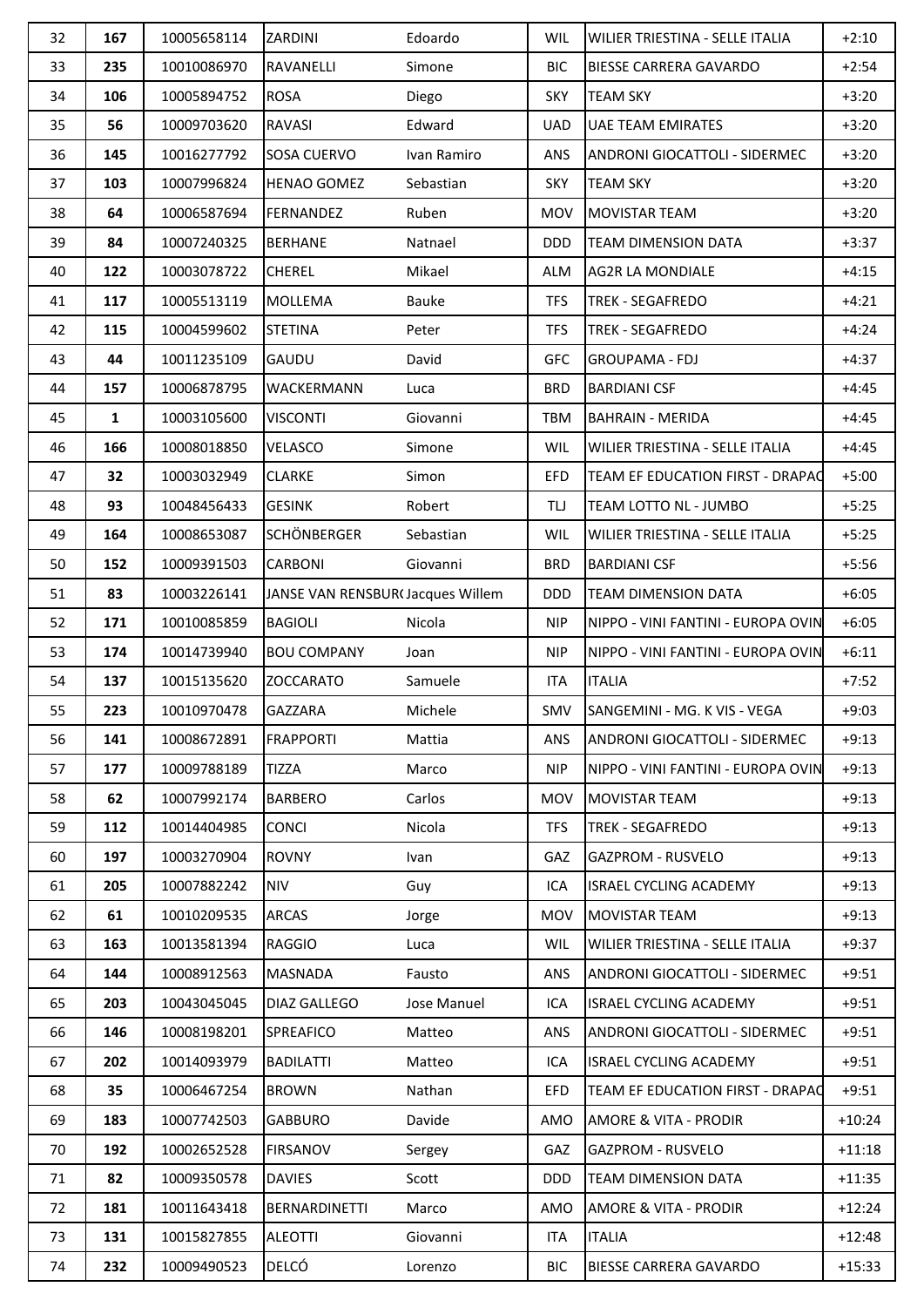| | | | | | | | |
|---|---|---|---|---|---|---|---|
| 32 | **167** | 10005658114 | ZARDINI | Edoardo | WIL | WILIER TRIESTINA - SELLE ITALIA | +2:10 |
| 33 | **235** | 10010086970 | RAVANELLI | Simone | BIC | BIESSE CARRERA GAVARDO | +2:54 |
| 34 | **106** | 10005894752 | ROSA | Diego | SKY | TEAM SKY | +3:20 |
| 35 | **56** | 10009703620 | RAVASI | Edward | UAD | UAE TEAM EMIRATES | +3:20 |
| 36 | **145** | 10016277792 | SOSA CUERVO | Ivan Ramiro | ANS | ANDRONI GIOCATTOLI - SIDERMEC | +3:20 |
| 37 | **103** | 10007996824 | HENAO GOMEZ | Sebastian | SKY | TEAM SKY | +3:20 |
| 38 | **64** | 10006587694 | FERNANDEZ | Ruben | MOV | MOVISTAR TEAM | +3:20 |
| 39 | **84** | 10007240325 | BERHANE | Natnael | DDD | TEAM DIMENSION DATA | +3:37 |
| 40 | **122** | 10003078722 | CHEREL | Mikael | ALM | AG2R LA MONDIALE | +4:15 |
| 41 | **117** | 10005513119 | MOLLEMA | Bauke | TFS | TREK - SEGAFREDO | +4:21 |
| 42 | **115** | 10004599602 | STETINA | Peter | TFS | TREK - SEGAFREDO | +4:24 |
| 43 | **44** | 10011235109 | GAUDU | David | GFC | GROUPAMA - FDJ | +4:37 |
| 44 | **157** | 10006878795 | WACKERMANN | Luca | BRD | BARDIANI CSF | +4:45 |
| 45 | **1** | 10003105600 | VISCONTI | Giovanni | TBM | BAHRAIN - MERIDA | +4:45 |
| 46 | **166** | 10008018850 | VELASCO | Simone | WIL | WILIER TRIESTINA - SELLE ITALIA | +4:45 |
| 47 | **32** | 10003032949 | CLARKE | Simon | EFD | TEAM EF EDUCATION FIRST - DRAPAC | +5:00 |
| 48 | **93** | 10048456433 | GESINK | Robert | TLJ | TEAM LOTTO NL - JUMBO | +5:25 |
| 49 | **164** | 10008653087 | SCHÖNBERGER | Sebastian | WIL | WILIER TRIESTINA - SELLE ITALIA | +5:25 |
| 50 | **152** | 10009391503 | CARBONI | Giovanni | BRD | BARDIANI CSF | +5:56 |
| 51 | **83** | 10003226141 | JANSE VAN RENSBURG | Jacques Willem | DDD | TEAM DIMENSION DATA | +6:05 |
| 52 | **171** | 10010085859 | BAGIOLI | Nicola | NIP | NIPPO - VINI FANTINI - EUROPA OVIN | +6:05 |
| 53 | **174** | 10014739940 | BOU COMPANY | Joan | NIP | NIPPO - VINI FANTINI - EUROPA OVIN | +6:11 |
| 54 | **137** | 10015135620 | ZOCCARATO | Samuele | ITA | ITALIA | +7:52 |
| 55 | **223** | 10010970478 | GAZZARA | Michele | SMV | SANGEMINI - MG. K VIS - VEGA | +9:03 |
| 56 | **141** | 10008672891 | FRAPPORTI | Mattia | ANS | ANDRONI GIOCATTOLI - SIDERMEC | +9:13 |
| 57 | **177** | 10009788189 | TIZZA | Marco | NIP | NIPPO - VINI FANTINI - EUROPA OVIN | +9:13 |
| 58 | **62** | 10007992174 | BARBERO | Carlos | MOV | MOVISTAR TEAM | +9:13 |
| 59 | **112** | 10014404985 | CONCI | Nicola | TFS | TREK - SEGAFREDO | +9:13 |
| 60 | **197** | 10003270904 | ROVNY | Ivan | GAZ | GAZPROM - RUSVELO | +9:13 |
| 61 | **205** | 10007882242 | NIV | Guy | ICA | ISRAEL CYCLING ACADEMY | +9:13 |
| 62 | **61** | 10010209535 | ARCAS | Jorge | MOV | MOVISTAR TEAM | +9:13 |
| 63 | **163** | 10013581394 | RAGGIO | Luca | WIL | WILIER TRIESTINA - SELLE ITALIA | +9:37 |
| 64 | **144** | 10008912563 | MASNADA | Fausto | ANS | ANDRONI GIOCATTOLI - SIDERMEC | +9:51 |
| 65 | **203** | 10043045045 | DIAZ GALLEGO | Jose Manuel | ICA | ISRAEL CYCLING ACADEMY | +9:51 |
| 66 | **146** | 10008198201 | SPREAFICO | Matteo | ANS | ANDRONI GIOCATTOLI - SIDERMEC | +9:51 |
| 67 | **202** | 10014093979 | BADILATTI | Matteo | ICA | ISRAEL CYCLING ACADEMY | +9:51 |
| 68 | **35** | 10006467254 | BROWN | Nathan | EFD | TEAM EF EDUCATION FIRST - DRAPAC | +9:51 |
| 69 | **183** | 10007742503 | GABBURO | Davide | AMO | AMORE & VITA - PRODIR | +10:24 |
| 70 | **192** | 10002652528 | FIRSANOV | Sergey | GAZ | GAZPROM - RUSVELO | +11:18 |
| 71 | **82** | 10009350578 | DAVIES | Scott | DDD | TEAM DIMENSION DATA | +11:35 |
| 72 | **181** | 10011643418 | BERNARDINETTI | Marco | AMO | AMORE & VITA - PRODIR | +12:24 |
| 73 | **131** | 10015827855 | ALEOTTI | Giovanni | ITA | ITALIA | +12:48 |
| 74 | **232** | 10009490523 | DELCÓ | Lorenzo | BIC | BIESSE CARRERA GAVARDO | +15:33 |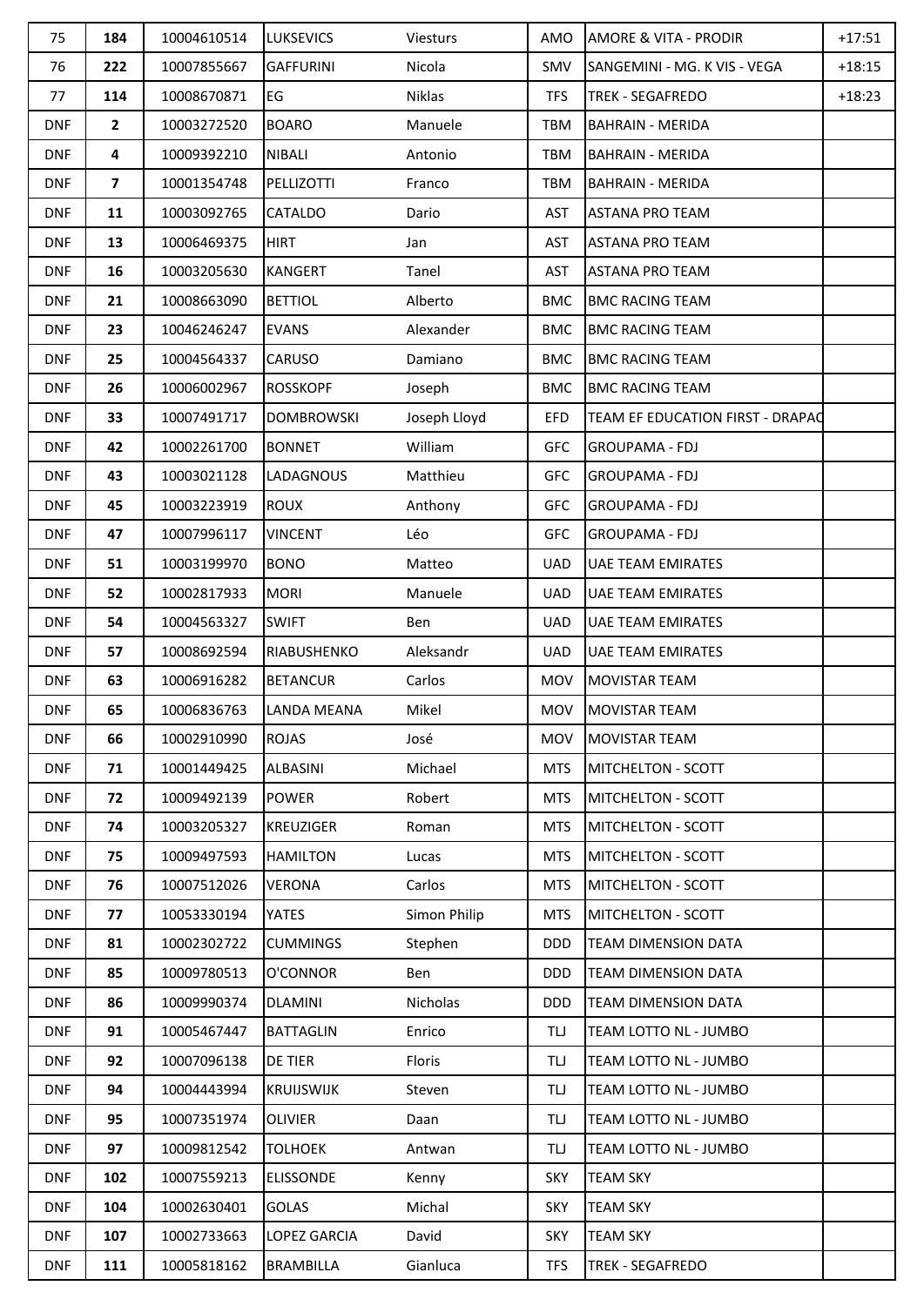| | | | | | | | |
|---|---|---|---|---|---|---|---|
| 75 | **184** | 10004610514 | LUKSEVICS | Viesturs | AMO | AMORE & VITA - PRODIR | +17:51 |
| 76 | **222** | 10007855667 | GAFFURINI | Nicola | SMV | SANGEMINI - MG. K VIS - VEGA | +18:15 |
| 77 | **114** | 10008670871 | EG | Niklas | TFS | TREK - SEGAFREDO | +18:23 |
| DNF | **2** | 10003272520 | BOARO | Manuele | TBM | BAHRAIN - MERIDA | |
| DNF | **4** | 10009392210 | NIBALI | Antonio | TBM | BAHRAIN - MERIDA | |
| DNF | **7** | 10001354748 | PELLIZOTTI | Franco | TBM | BAHRAIN - MERIDA | |
| DNF | **11** | 10003092765 | CATALDO | Dario | AST | ASTANA PRO TEAM | |
| DNF | **13** | 10006469375 | HIRT | Jan | AST | ASTANA PRO TEAM | |
| DNF | **16** | 10003205630 | KANGERT | Tanel | AST | ASTANA PRO TEAM | |
| DNF | **21** | 10008663090 | BETTIOL | Alberto | BMC | BMC RACING TEAM | |
| DNF | **23** | 10046246247 | EVANS | Alexander | BMC | BMC RACING TEAM | |
| DNF | **25** | 10004564337 | CARUSO | Damiano | BMC | BMC RACING TEAM | |
| DNF | **26** | 10006002967 | ROSSKOPF | Joseph | BMC | BMC RACING TEAM | |
| DNF | **33** | 10007491717 | DOMBROWSKI | Joseph Lloyd | EFD | TEAM EF EDUCATION FIRST - DRAPAC | |
| DNF | **42** | 10002261700 | BONNET | William | GFC | GROUPAMA - FDJ | |
| DNF | **43** | 10003021128 | LADAGNOUS | Matthieu | GFC | GROUPAMA - FDJ | |
| DNF | **45** | 10003223919 | ROUX | Anthony | GFC | GROUPAMA - FDJ | |
| DNF | **47** | 10007996117 | VINCENT | Léo | GFC | GROUPAMA - FDJ | |
| DNF | **51** | 10003199970 | BONO | Matteo | UAD | UAE TEAM EMIRATES | |
| DNF | **52** | 10002817933 | MORI | Manuele | UAD | UAE TEAM EMIRATES | |
| DNF | **54** | 10004563327 | SWIFT | Ben | UAD | UAE TEAM EMIRATES | |
| DNF | **57** | 10008692594 | RIABUSHENKO | Aleksandr | UAD | UAE TEAM EMIRATES | |
| DNF | **63** | 10006916282 | BETANCUR | Carlos | MOV | MOVISTAR TEAM | |
| DNF | **65** | 10006836763 | LANDA MEANA | Mikel | MOV | MOVISTAR TEAM | |
| DNF | **66** | 10002910990 | ROJAS | José | MOV | MOVISTAR TEAM | |
| DNF | **71** | 10001449425 | ALBASINI | Michael | MTS | MITCHELTON - SCOTT | |
| DNF | **72** | 10009492139 | POWER | Robert | MTS | MITCHELTON - SCOTT | |
| DNF | **74** | 10003205327 | KREUZIGER | Roman | MTS | MITCHELTON - SCOTT | |
| DNF | **75** | 10009497593 | HAMILTON | Lucas | MTS | MITCHELTON - SCOTT | |
| DNF | **76** | 10007512026 | VERONA | Carlos | MTS | MITCHELTON - SCOTT | |
| DNF | **77** | 10053330194 | YATES | Simon Philip | MTS | MITCHELTON - SCOTT | |
| DNF | **81** | 10002302722 | CUMMINGS | Stephen | DDD | TEAM DIMENSION DATA | |
| DNF | **85** | 10009780513 | O'CONNOR | Ben | DDD | TEAM DIMENSION DATA | |
| DNF | **86** | 10009990374 | DLAMINI | Nicholas | DDD | TEAM DIMENSION DATA | |
| DNF | **91** | 10005467447 | BATTAGLIN | Enrico | TLJ | TEAM LOTTO NL - JUMBO | |
| DNF | **92** | 10007096138 | DE TIER | Floris | TLJ | TEAM LOTTO NL - JUMBO | |
| DNF | **94** | 10004443994 | KRUIJSWIJK | Steven | TLJ | TEAM LOTTO NL - JUMBO | |
| DNF | **95** | 10007351974 | OLIVIER | Daan | TLJ | TEAM LOTTO NL - JUMBO | |
| DNF | **97** | 10009812542 | TOLHOEK | Antwan | TLJ | TEAM LOTTO NL - JUMBO | |
| DNF | **102** | 10007559213 | ELISSONDE | Kenny | SKY | TEAM SKY | |
| DNF | **104** | 10002630401 | GOLAS | Michal | SKY | TEAM SKY | |
| DNF | **107** | 10002733663 | LOPEZ GARCIA | David | SKY | TEAM SKY | |
| DNF | **111** | 10005818162 | BRAMBILLA | Gianluca | TFS | TREK - SEGAFREDO | |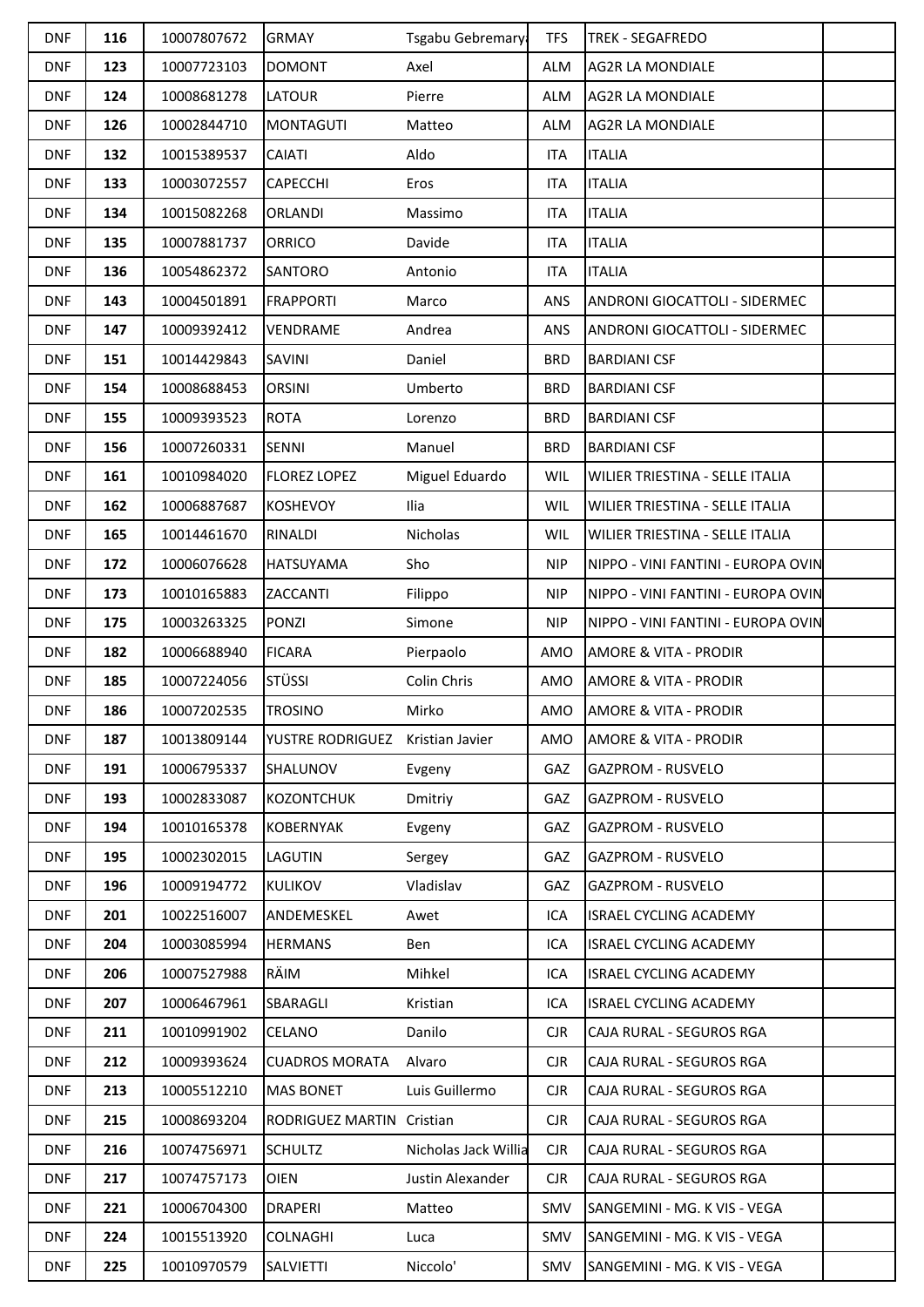| | | | | | | | |
|---|---|---|---|---|---|---|---|
| DNF | 116 | 10007807672 | GRMAY | Tsgabu Gebremary | TFS | TREK - SEGAFREDO | |
| DNF | 123 | 10007723103 | DOMONT | Axel | ALM | AG2R LA MONDIALE | |
| DNF | 124 | 10008681278 | LATOUR | Pierre | ALM | AG2R LA MONDIALE | |
| DNF | 126 | 10002844710 | MONTAGUTI | Matteo | ALM | AG2R LA MONDIALE | |
| DNF | 132 | 10015389537 | CAIATI | Aldo | ITA | ITALIA | |
| DNF | 133 | 10003072557 | CAPECCHI | Eros | ITA | ITALIA | |
| DNF | 134 | 10015082268 | ORLANDI | Massimo | ITA | ITALIA | |
| DNF | 135 | 10007881737 | ORRICO | Davide | ITA | ITALIA | |
| DNF | 136 | 10054862372 | SANTORO | Antonio | ITA | ITALIA | |
| DNF | 143 | 10004501891 | FRAPPORTI | Marco | ANS | ANDRONI GIOCATTOLI - SIDERMEC | |
| DNF | 147 | 10009392412 | VENDRAME | Andrea | ANS | ANDRONI GIOCATTOLI - SIDERMEC | |
| DNF | 151 | 10014429843 | SAVINI | Daniel | BRD | BARDIANI CSF | |
| DNF | 154 | 10008688453 | ORSINI | Umberto | BRD | BARDIANI CSF | |
| DNF | 155 | 10009393523 | ROTA | Lorenzo | BRD | BARDIANI CSF | |
| DNF | 156 | 10007260331 | SENNI | Manuel | BRD | BARDIANI CSF | |
| DNF | 161 | 10010984020 | FLOREZ LOPEZ | Miguel Eduardo | WIL | WILIER TRIESTINA - SELLE ITALIA | |
| DNF | 162 | 10006887687 | KOSHEVOY | Ilia | WIL | WILIER TRIESTINA - SELLE ITALIA | |
| DNF | 165 | 10014461670 | RINALDI | Nicholas | WIL | WILIER TRIESTINA - SELLE ITALIA | |
| DNF | 172 | 10006076628 | HATSUYAMA | Sho | NIP | NIPPO - VINI FANTINI - EUROPA OVIN | |
| DNF | 173 | 10010165883 | ZACCANTI | Filippo | NIP | NIPPO - VINI FANTINI - EUROPA OVIN | |
| DNF | 175 | 10003263325 | PONZI | Simone | NIP | NIPPO - VINI FANTINI - EUROPA OVIN | |
| DNF | 182 | 10006688940 | FICARA | Pierpaolo | AMO | AMORE & VITA - PRODIR | |
| DNF | 185 | 10007224056 | STÜSSI | Colin Chris | AMO | AMORE & VITA - PRODIR | |
| DNF | 186 | 10007202535 | TROSINO | Mirko | AMO | AMORE & VITA - PRODIR | |
| DNF | 187 | 10013809144 | YUSTRE RODRIGUEZ | Kristian Javier | AMO | AMORE & VITA - PRODIR | |
| DNF | 191 | 10006795337 | SHALUNOV | Evgeny | GAZ | GAZPROM - RUSVELO | |
| DNF | 193 | 10002833087 | KOZONTCHUK | Dmitriy | GAZ | GAZPROM - RUSVELO | |
| DNF | 194 | 10010165378 | KOBERNYAK | Evgeny | GAZ | GAZPROM - RUSVELO | |
| DNF | 195 | 10002302015 | LAGUTIN | Sergey | GAZ | GAZPROM - RUSVELO | |
| DNF | 196 | 10009194772 | KULIKOV | Vladislav | GAZ | GAZPROM - RUSVELO | |
| DNF | 201 | 10022516007 | ANDEMESKEL | Awet | ICA | ISRAEL CYCLING ACADEMY | |
| DNF | 204 | 10003085994 | HERMANS | Ben | ICA | ISRAEL CYCLING ACADEMY | |
| DNF | 206 | 10007527988 | RÄIM | Mihkel | ICA | ISRAEL CYCLING ACADEMY | |
| DNF | 207 | 10006467961 | SBARAGLI | Kristian | ICA | ISRAEL CYCLING ACADEMY | |
| DNF | 211 | 10010991902 | CELANO | Danilo | CJR | CAJA RURAL - SEGUROS RGA | |
| DNF | 212 | 10009393624 | CUADROS MORATA | Alvaro | CJR | CAJA RURAL - SEGUROS RGA | |
| DNF | 213 | 10005512210 | MAS BONET | Luis Guillermo | CJR | CAJA RURAL - SEGUROS RGA | |
| DNF | 215 | 10008693204 | RODRIGUEZ MARTIN | Cristian | CJR | CAJA RURAL - SEGUROS RGA | |
| DNF | 216 | 10074756971 | SCHULTZ | Nicholas Jack Willia | CJR | CAJA RURAL - SEGUROS RGA | |
| DNF | 217 | 10074757173 | OIEN | Justin Alexander | CJR | CAJA RURAL - SEGUROS RGA | |
| DNF | 221 | 10006704300 | DRAPERI | Matteo | SMV | SANGEMINI - MG. K VIS - VEGA | |
| DNF | 224 | 10015513920 | COLNAGHI | Luca | SMV | SANGEMINI - MG. K VIS - VEGA | |
| DNF | 225 | 10010970579 | SALVIETTI | Niccolo' | SMV | SANGEMINI - MG. K VIS - VEGA | |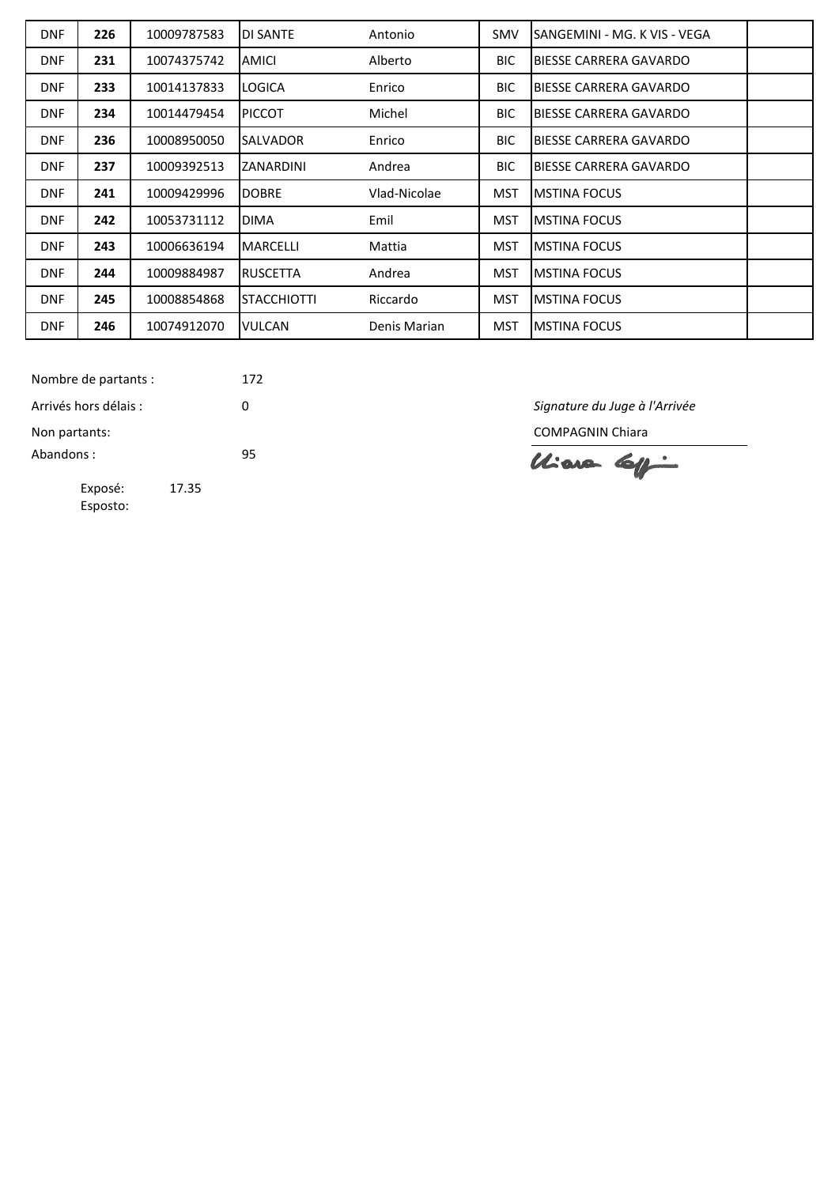| | | | | | | | |
|---|---|---|---|---|---|---|---|
| DNF | **226** | 10009787583 | DI SANTE | Antonio | SMV | SANGEMINI - MG. K VIS - VEGA | |
| DNF | **231** | 10074375742 | AMICI | Alberto | BIC | BIESSE CARRERA GAVARDO | |
| DNF | **233** | 10014137833 | LOGICA | Enrico | BIC | BIESSE CARRERA GAVARDO | |
| DNF | **234** | 10014479454 | PICCOT | Michel | BIC | BIESSE CARRERA GAVARDO | |
| DNF | **236** | 10008950050 | SALVADOR | Enrico | BIC | BIESSE CARRERA GAVARDO | |
| DNF | **237** | 10009392513 | ZANARDINI | Andrea | BIC | BIESSE CARRERA GAVARDO | |
| DNF | **241** | 10009429996 | DOBRE | Vlad-Nicolae | MST | MSTINA FOCUS | |
| DNF | **242** | 10053731112 | DIMA | Emil | MST | MSTINA FOCUS | |
| DNF | **243** | 10006636194 | MARCELLI | Mattia | MST | MSTINA FOCUS | |
| DNF | **244** | 10009884987 | RUSCETTA | Andrea | MST | MSTINA FOCUS | |
| DNF | **245** | 10008854868 | STACCHIOTTI | Riccardo | MST | MSTINA FOCUS | |
| DNF | **246** | 10074912070 | VULCAN | Denis Marian | MST | MSTINA FOCUS | |

Nombre de partants : 172

Arrivés hors délais : 0

Non partants:

Abandons : 95

Exposé: 17.35
Esposto:

*Signature du Juge à l'Arrivée*

COMPAGNIN Chiara